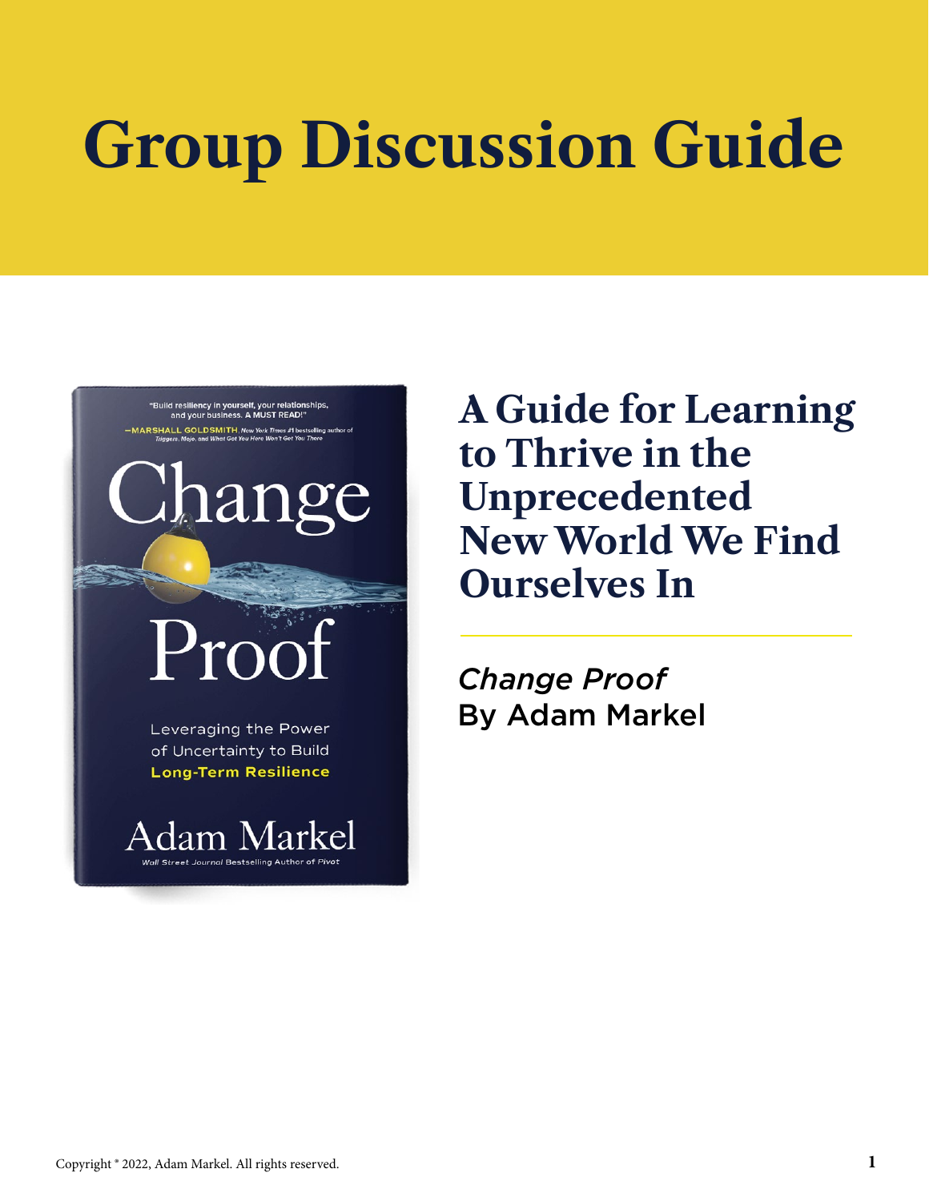# Group Discussion Guide

## A Guide for Learning to Thrive in the Unprecedented New World We Find Ourselves In

*Change Proof*
By Adam Markel

Copyright © 2022, Adam Markel. All rights reserved.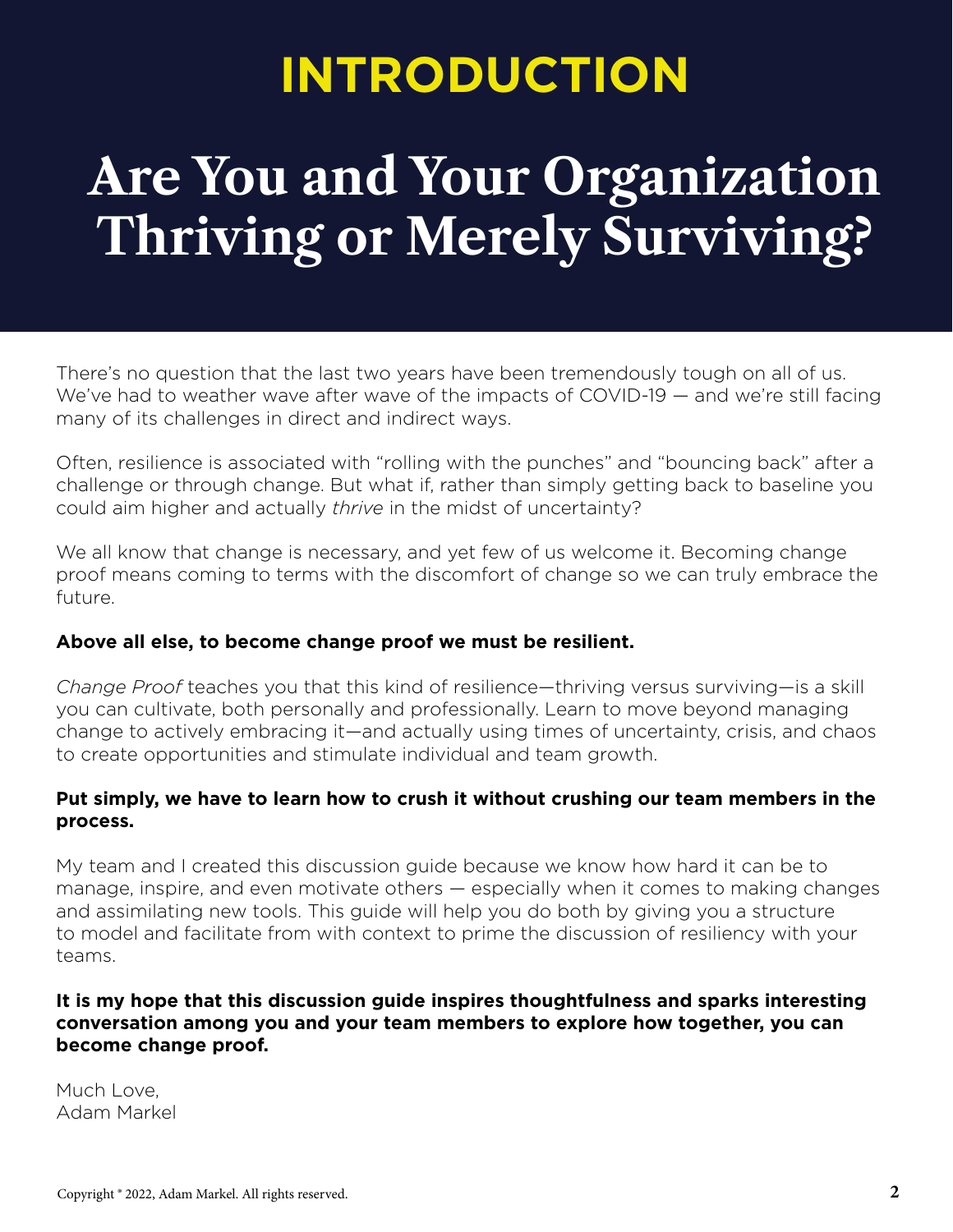# INTRODUCTION

# Are You and Your Organization Thriving or Merely Surviving?

There's no question that the last two years have been tremendously tough on all of us. We've had to weather wave after wave of the impacts of COVID-19 — and we're still facing many of its challenges in direct and indirect ways.

Often, resilience is associated with "rolling with the punches" and "bouncing back" after a challenge or through change. But what if, rather than simply getting back to baseline you could aim higher and actually *thrive* in the midst of uncertainty?

We all know that change is necessary, and yet few of us welcome it. Becoming change proof means coming to terms with the discomfort of change so we can truly embrace the future.

**Above all else, to become change proof we must be resilient.**

*Change Proof* teaches you that this kind of resilience—thriving versus surviving—is a skill you can cultivate, both personally and professionally. Learn to move beyond managing change to actively embracing it—and actually using times of uncertainty, crisis, and chaos to create opportunities and stimulate individual and team growth.

**Put simply, we have to learn how to crush it without crushing our team members in the process.**

My team and I created this discussion guide because we know how hard it can be to manage, inspire, and even motivate others — especially when it comes to making changes and assimilating new tools. This guide will help you do both by giving you a structure to model and facilitate from with context to prime the discussion of resiliency with your teams.

**It is my hope that this discussion guide inspires thoughtfulness and sparks interesting conversation among you and your team members to explore how together, you can become change proof.**

Much Love,
Adam Markel

Copyright © 2022, Adam Markel. All rights reserved.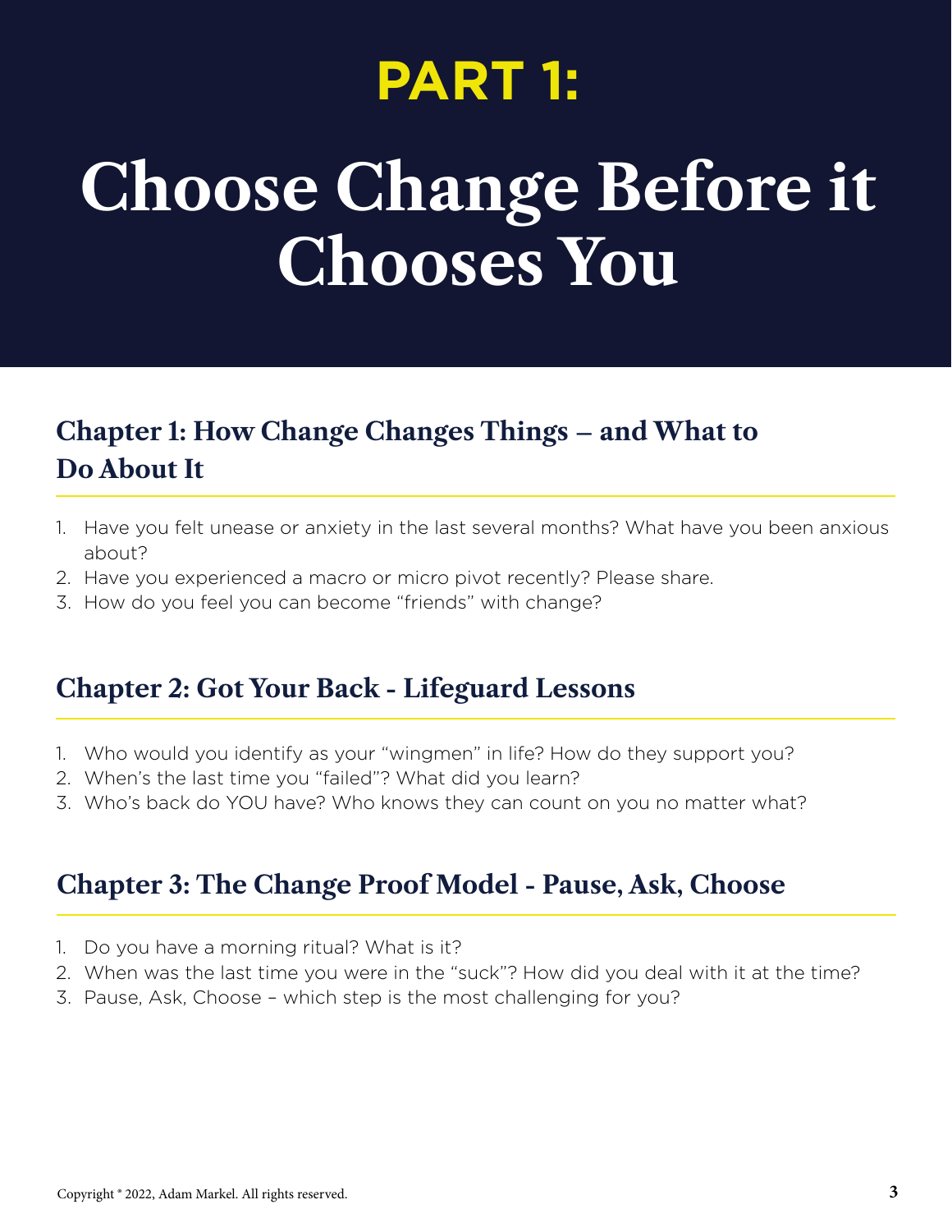# PART 1:

# Choose Change Before it Chooses You

## Chapter 1: How Change Changes Things – and What to Do About It

1. Have you felt unease or anxiety in the last several months? What have you been anxious about?
2. Have you experienced a macro or micro pivot recently? Please share.
3. How do you feel you can become "friends" with change?

## Chapter 2: Got Your Back - Lifeguard Lessons

1. Who would you identify as your "wingmen" in life? How do they support you?
2. When's the last time you "failed"? What did you learn?
3. Who's back do YOU have? Who knows they can count on you no matter what?

## Chapter 3: The Change Proof Model - Pause, Ask, Choose

1. Do you have a morning ritual? What is it?
2. When was the last time you were in the "suck"? How did you deal with it at the time?
3. Pause, Ask, Choose – which step is the most challenging for you?

Copyright © 2022, Adam Markel. All rights reserved.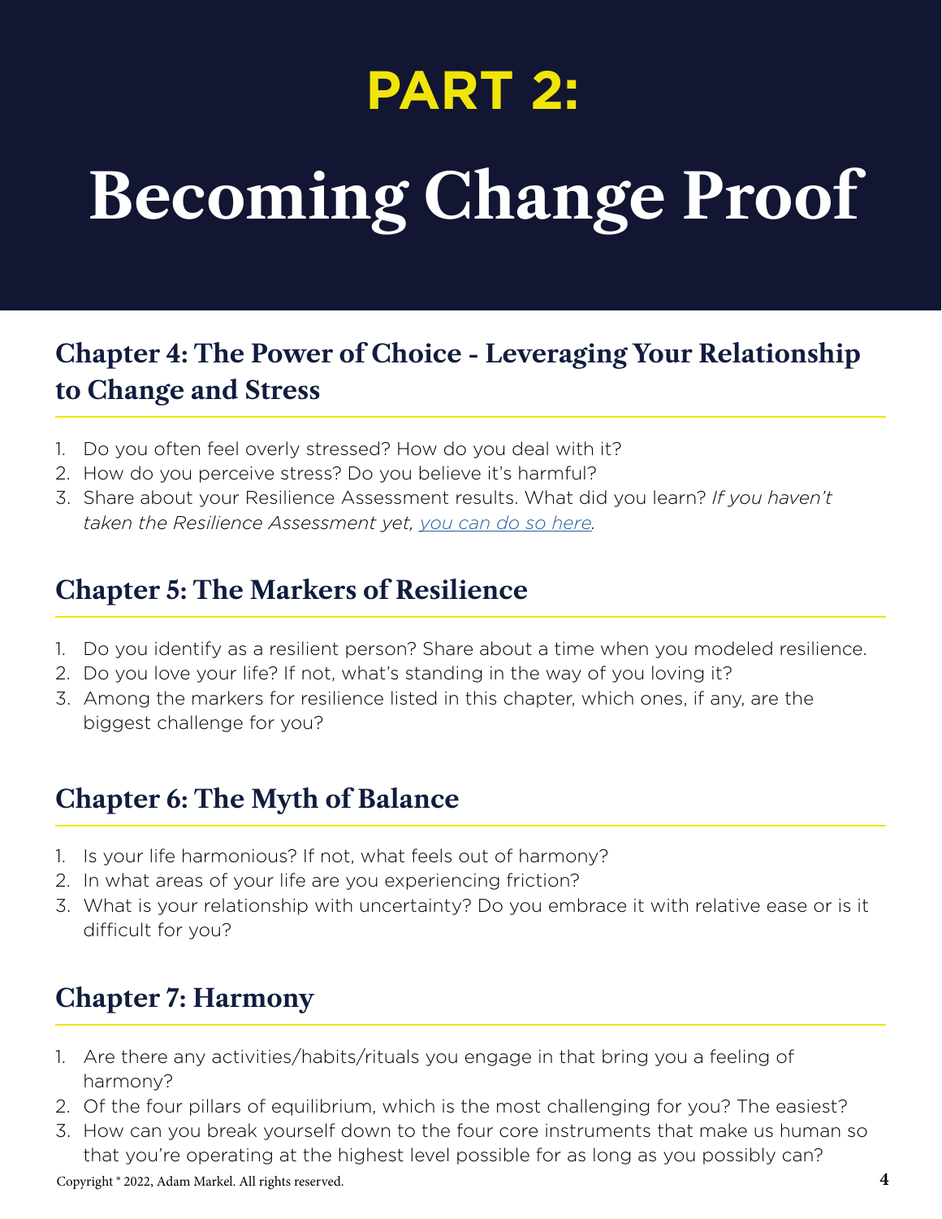# PART 2:

# Becoming Change Proof

## Chapter 4: The Power of Choice - Leveraging Your Relationship to Change and Stress

1. Do you often feel overly stressed? How do you deal with it?
2. How do you perceive stress? Do you believe it's harmful?
3. Share about your Resilience Assessment results. What did you learn? *If you haven't taken the Resilience Assessment yet, [you can do so here](#).*

## Chapter 5: The Markers of Resilience

1. Do you identify as a resilient person? Share about a time when you modeled resilience.
2. Do you love your life? If not, what's standing in the way of you loving it?
3. Among the markers for resilience listed in this chapter, which ones, if any, are the biggest challenge for you?

## Chapter 6: The Myth of Balance

1. Is your life harmonious? If not, what feels out of harmony?
2. In what areas of your life are you experiencing friction?
3. What is your relationship with uncertainty? Do you embrace it with relative ease or is it difficult for you?

## Chapter 7: Harmony

1. Are there any activities/habits/rituals you engage in that bring you a feeling of harmony?
2. Of the four pillars of equilibrium, which is the most challenging for you? The easiest?
3. How can you break yourself down to the four core instruments that make us human so that you're operating at the highest level possible for as long as you possibly can?

Copyright © 2022, Adam Markel. All rights reserved.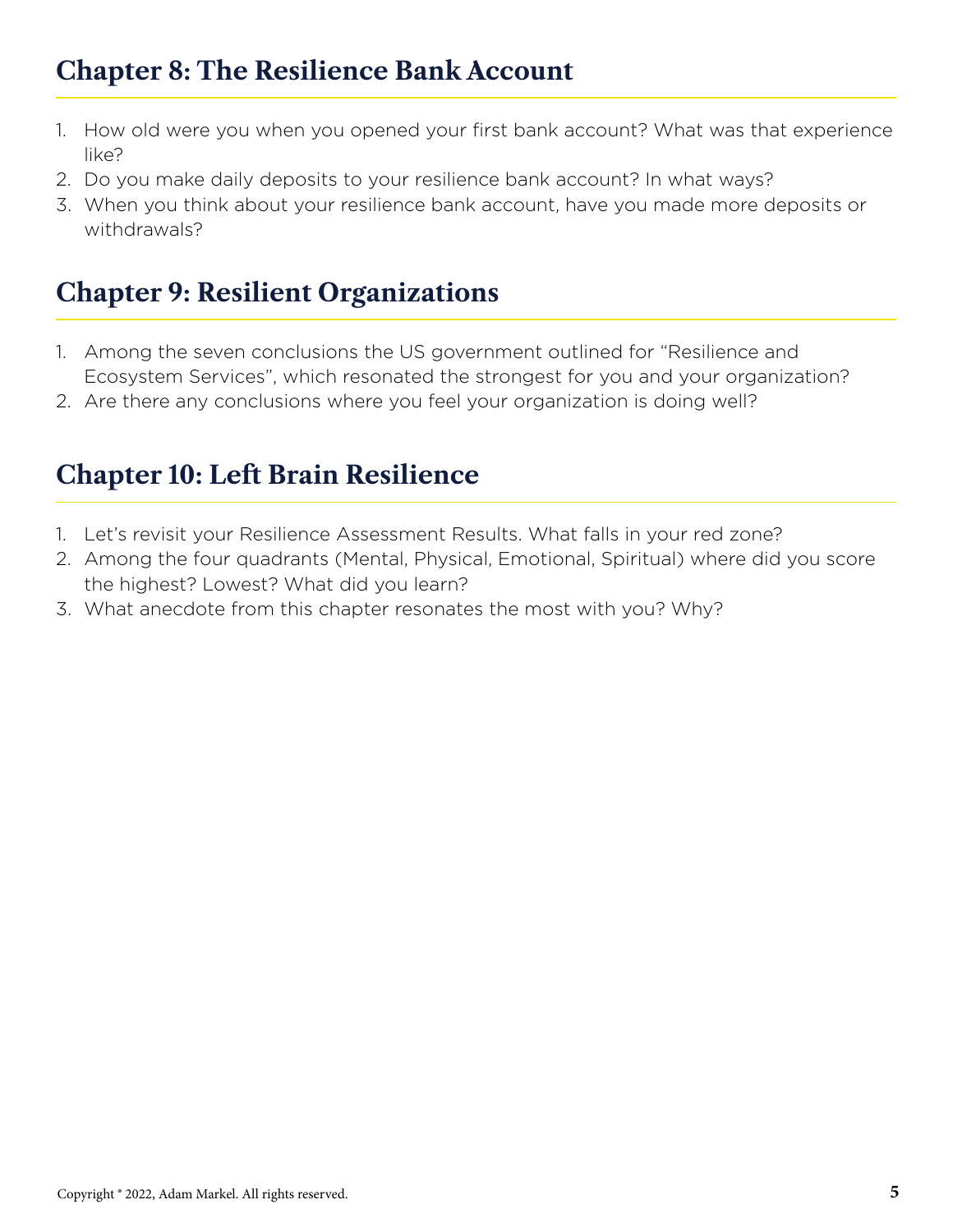## Chapter 8: The Resilience Bank Account

1. How old were you when you opened your first bank account? What was that experience like?
2. Do you make daily deposits to your resilience bank account? In what ways?
3. When you think about your resilience bank account, have you made more deposits or withdrawals?

## Chapter 9: Resilient Organizations

1. Among the seven conclusions the US government outlined for "Resilience and Ecosystem Services", which resonated the strongest for you and your organization?
2. Are there any conclusions where you feel your organization is doing well?

## Chapter 10: Left Brain Resilience

1. Let's revisit your Resilience Assessment Results. What falls in your red zone?
2. Among the four quadrants (Mental, Physical, Emotional, Spiritual) where did you score the highest? Lowest? What did you learn?
3. What anecdote from this chapter resonates the most with you? Why?

Copyright © 2022, Adam Markel. All rights reserved.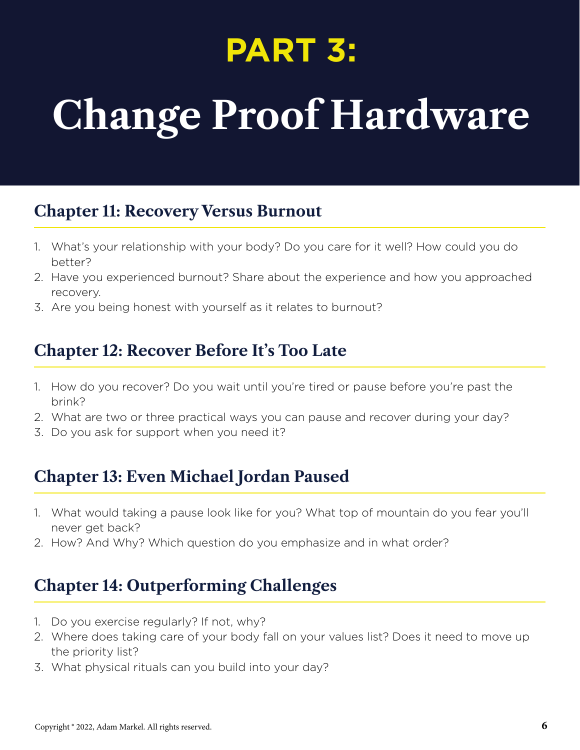# PART 3:

# Change Proof Hardware

## Chapter 11: Recovery Versus Burnout

1. What's your relationship with your body? Do you care for it well? How could you do better?
2. Have you experienced burnout? Share about the experience and how you approached recovery.
3. Are you being honest with yourself as it relates to burnout?

## Chapter 12: Recover Before It's Too Late

1. How do you recover? Do you wait until you're tired or pause before you're past the brink?
2. What are two or three practical ways you can pause and recover during your day?
3. Do you ask for support when you need it?

## Chapter 13: Even Michael Jordan Paused

1. What would taking a pause look like for you? What top of mountain do you fear you'll never get back?
2. How? And Why? Which question do you emphasize and in what order?

## Chapter 14: Outperforming Challenges

1. Do you exercise regularly? If not, why?
2. Where does taking care of your body fall on your values list? Does it need to move up the priority list?
3. What physical rituals can you build into your day?

Copyright © 2022, Adam Markel. All rights reserved.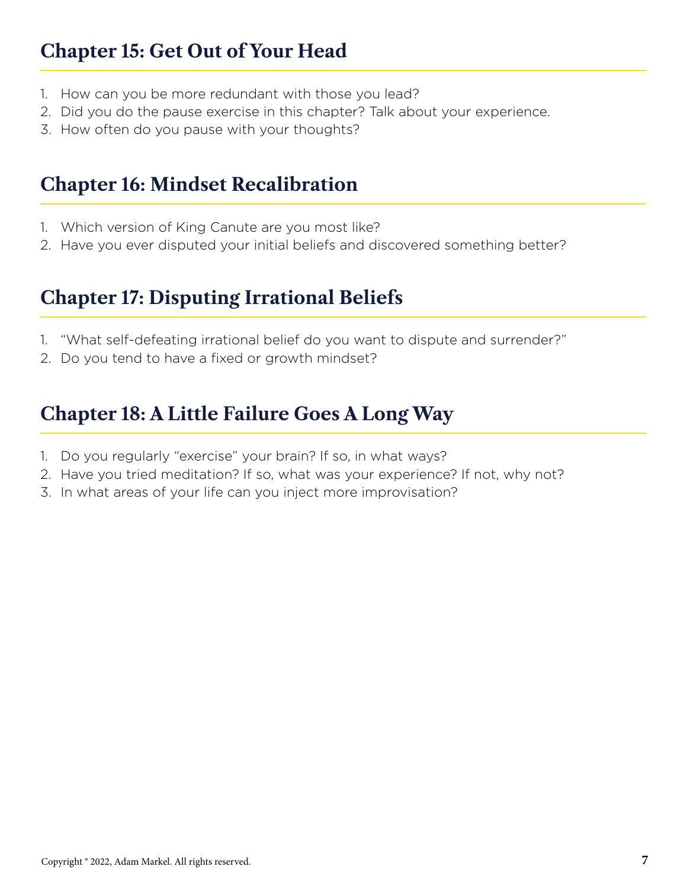## Chapter 15: Get Out of Your Head

1. How can you be more redundant with those you lead?
2. Did you do the pause exercise in this chapter? Talk about your experience.
3. How often do you pause with your thoughts?

## Chapter 16: Mindset Recalibration

1. Which version of King Canute are you most like?
2. Have you ever disputed your initial beliefs and discovered something better?

## Chapter 17: Disputing Irrational Beliefs

1. "What self-defeating irrational belief do you want to dispute and surrender?"
2. Do you tend to have a fixed or growth mindset?

## Chapter 18: A Little Failure Goes A Long Way

1. Do you regularly "exercise" your brain? If so, in what ways?
2. Have you tried meditation? If so, what was your experience? If not, why not?
3. In what areas of your life can you inject more improvisation?

Copyright © 2022, Adam Markel. All rights reserved.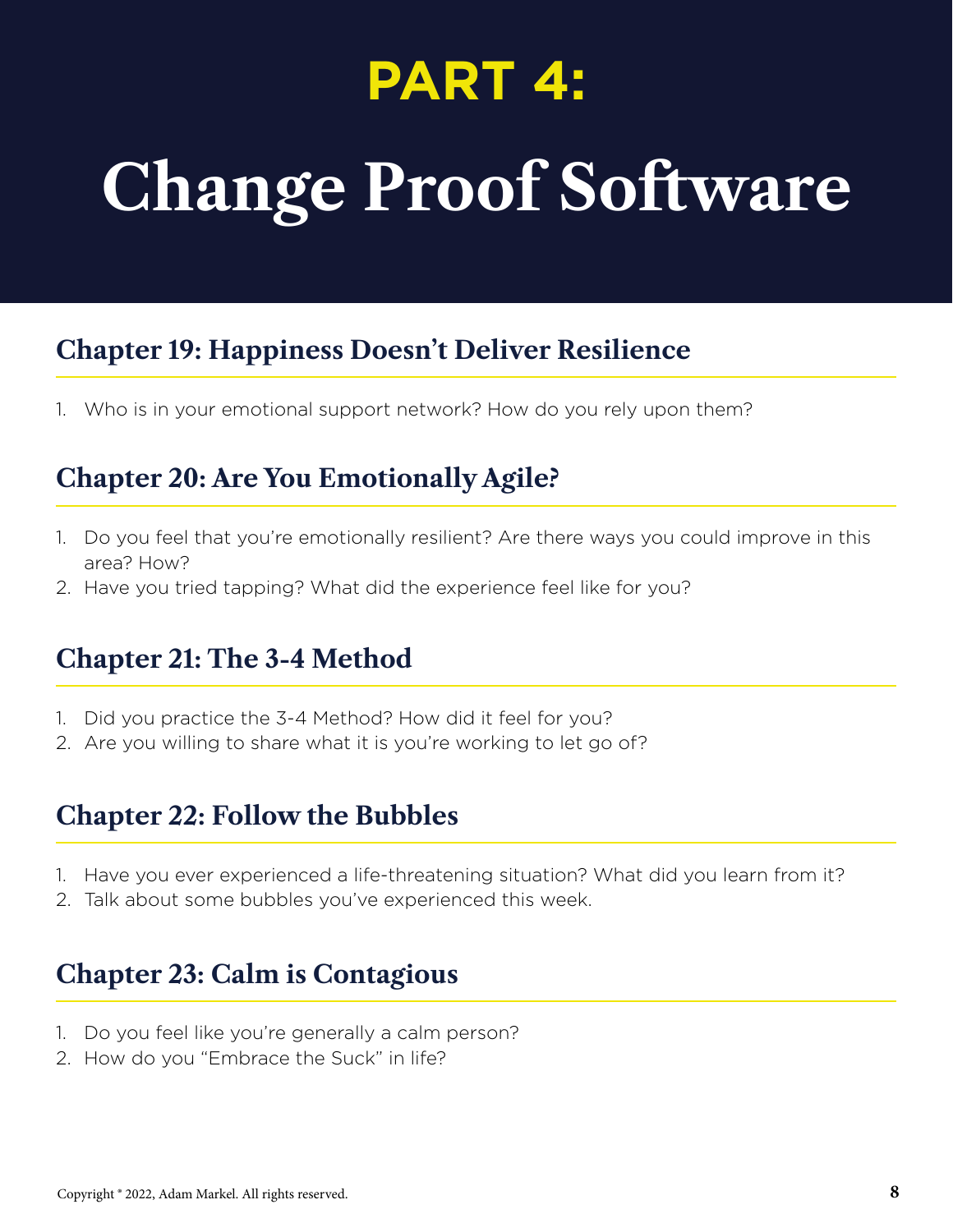# PART 4:

# Change Proof Software

## Chapter 19: Happiness Doesn't Deliver Resilience

1. Who is in your emotional support network? How do you rely upon them?

## Chapter 20: Are You Emotionally Agile?

1. Do you feel that you're emotionally resilient? Are there ways you could improve in this area? How?
2. Have you tried tapping? What did the experience feel like for you?

## Chapter 21: The 3-4 Method

1. Did you practice the 3-4 Method? How did it feel for you?
2. Are you willing to share what it is you're working to let go of?

## Chapter 22: Follow the Bubbles

1. Have you ever experienced a life-threatening situation? What did you learn from it?
2. Talk about some bubbles you've experienced this week.

## Chapter 23: Calm is Contagious

1. Do you feel like you're generally a calm person?
2. How do you "Embrace the Suck" in life?

Copyright © 2022, Adam Markel. All rights reserved.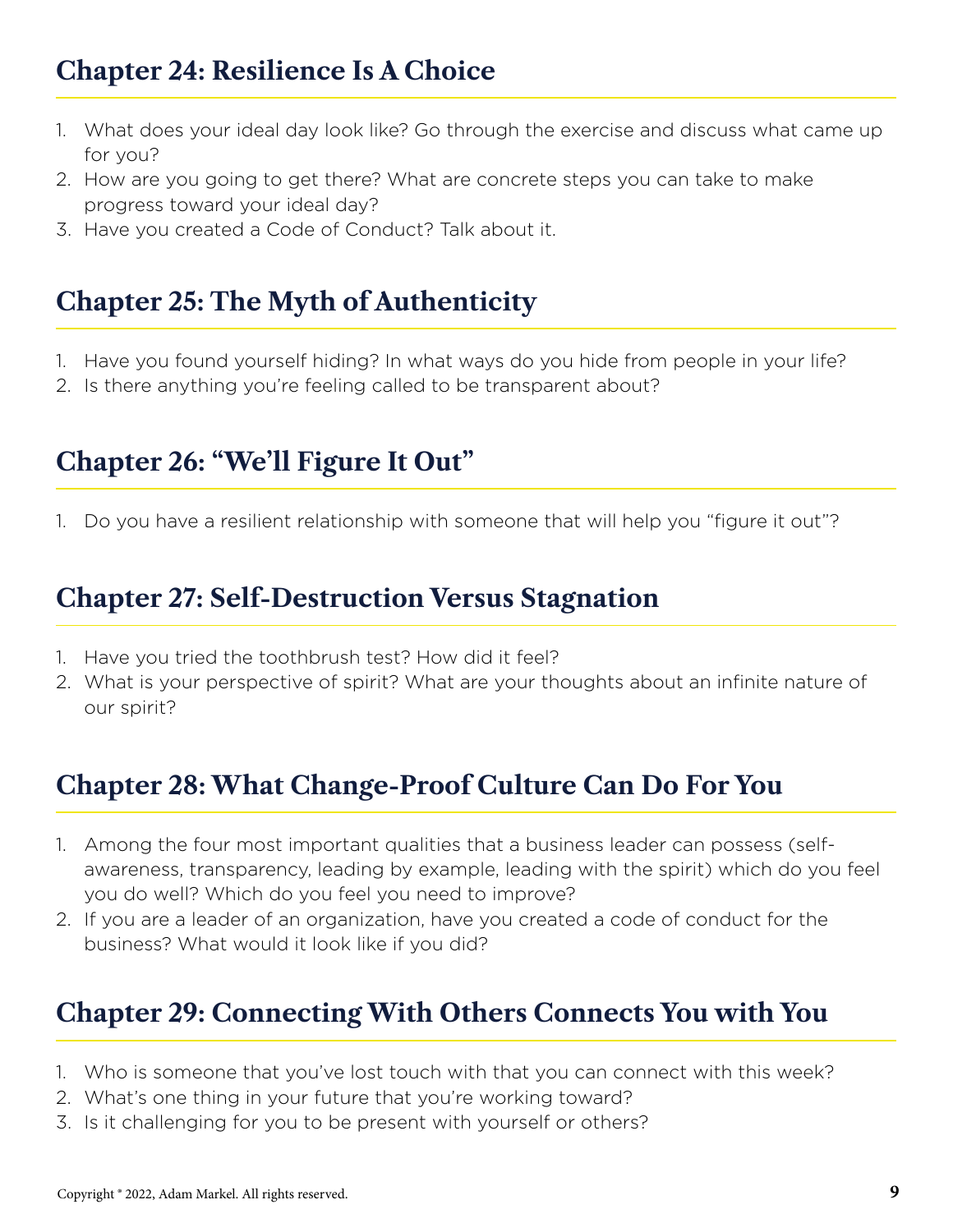## Chapter 24: Resilience Is A Choice

1. What does your ideal day look like? Go through the exercise and discuss what came up for you?
2. How are you going to get there? What are concrete steps you can take to make progress toward your ideal day?
3. Have you created a Code of Conduct? Talk about it.

## Chapter 25: The Myth of Authenticity

1. Have you found yourself hiding? In what ways do you hide from people in your life?
2. Is there anything you're feeling called to be transparent about?

## Chapter 26: "We'll Figure It Out"

1. Do you have a resilient relationship with someone that will help you "figure it out"?

## Chapter 27: Self-Destruction Versus Stagnation

1. Have you tried the toothbrush test? How did it feel?
2. What is your perspective of spirit? What are your thoughts about an infinite nature of our spirit?

## Chapter 28: What Change-Proof Culture Can Do For You

1. Among the four most important qualities that a business leader can possess (self-awareness, transparency, leading by example, leading with the spirit) which do you feel you do well? Which do you feel you need to improve?
2. If you are a leader of an organization, have you created a code of conduct for the business? What would it look like if you did?

## Chapter 29: Connecting With Others Connects You with You

1. Who is someone that you've lost touch with that you can connect with this week?
2. What's one thing in your future that you're working toward?
3. Is it challenging for you to be present with yourself or others?

Copyright © 2022, Adam Markel. All rights reserved.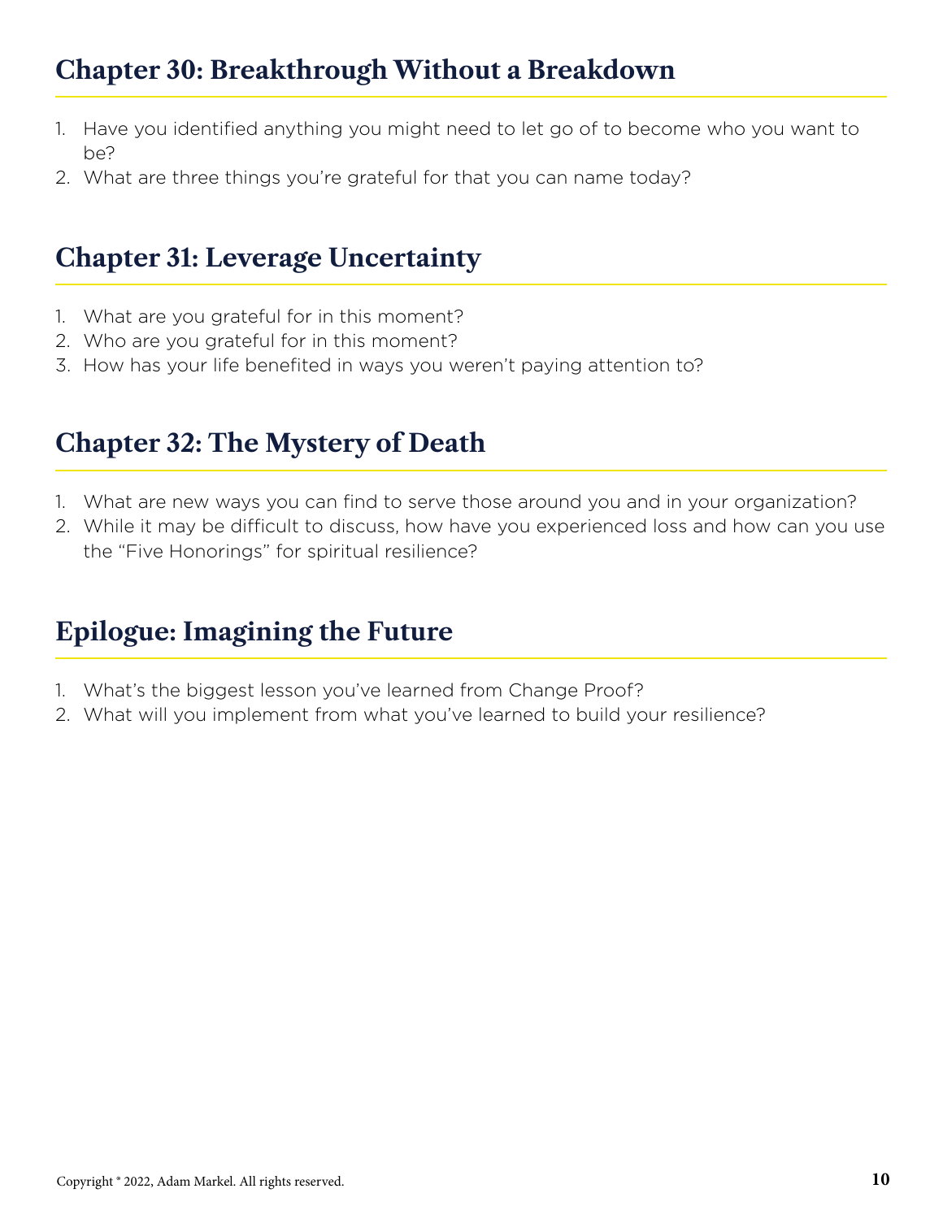## Chapter 30: Breakthrough Without a Breakdown

1. Have you identified anything you might need to let go of to become who you want to be?
2. What are three things you're grateful for that you can name today?

## Chapter 31: Leverage Uncertainty

1. What are you grateful for in this moment?
2. Who are you grateful for in this moment?
3. How has your life benefited in ways you weren't paying attention to?

## Chapter 32: The Mystery of Death

1. What are new ways you can find to serve those around you and in your organization?
2. While it may be difficult to discuss, how have you experienced loss and how can you use the "Five Honorings" for spiritual resilience?

## Epilogue: Imagining the Future

1. What's the biggest lesson you've learned from Change Proof?
2. What will you implement from what you've learned to build your resilience?

Copyright © 2022, Adam Markel. All rights reserved.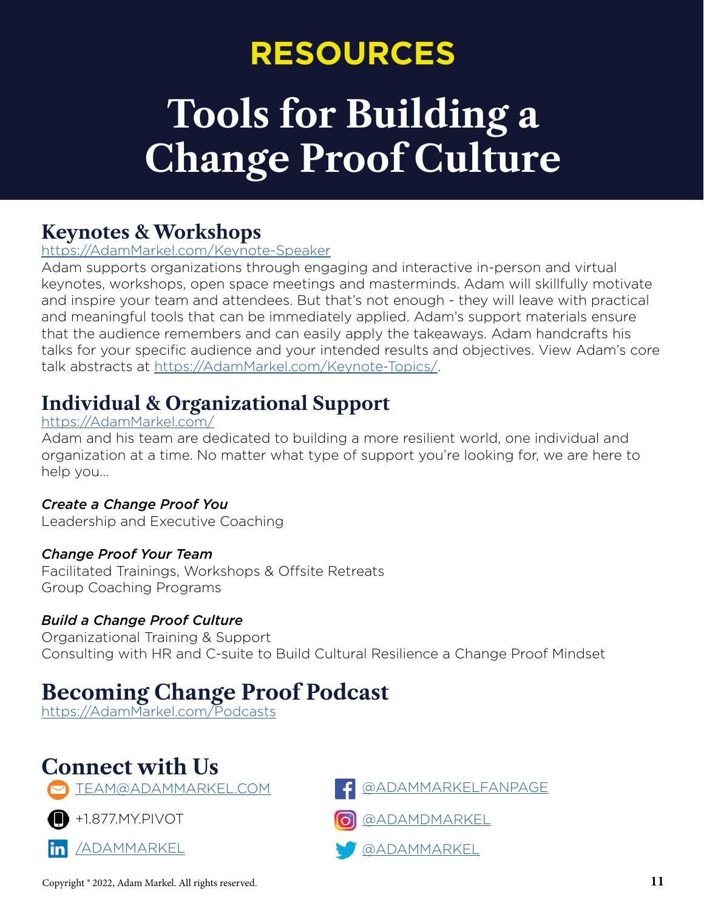## RESOURCES

# Tools for Building a Change Proof Culture

## Keynotes & Workshops

https://AdamMarkel.com/Keynote-Speaker

Adam supports organizations through engaging and interactive in-person and virtual keynotes, workshops, open space meetings and masterminds. Adam will skillfully motivate and inspire your team and attendees. But that's not enough - they will leave with practical and meaningful tools that can be immediately applied. Adam's support materials ensure that the audience remembers and can easily apply the takeaways. Adam handcrafts his talks for your specific audience and your intended results and objectives. View Adam's core talk abstracts at https://AdamMarkel.com/Keynote-Topics/.

## Individual & Organizational Support

https://AdamMarkel.com/

Adam and his team are dedicated to building a more resilient world, one individual and organization at a time. No matter what type of support you're looking for, we are here to help you...

***Create a Change Proof You***
Leadership and Executive Coaching

***Change Proof Your Team***
Facilitated Trainings, Workshops & Offsite Retreats
Group Coaching Programs

***Build a Change Proof Culture***
Organizational Training & Support
Consulting with HR and C-suite to Build Cultural Resilience a Change Proof Mindset

## Becoming Change Proof Podcast

https://AdamMarkel.com/Podcasts

## Connect with Us

TEAM@ADAMMARKEL.COM

+1.877.MY.PIVOT

/ADAMMARKEL

@ADAMMARKELFANPAGE

@ADAMDMARKEL

@ADAMMARKEL

Copyright © 2022, Adam Markel. All rights reserved.